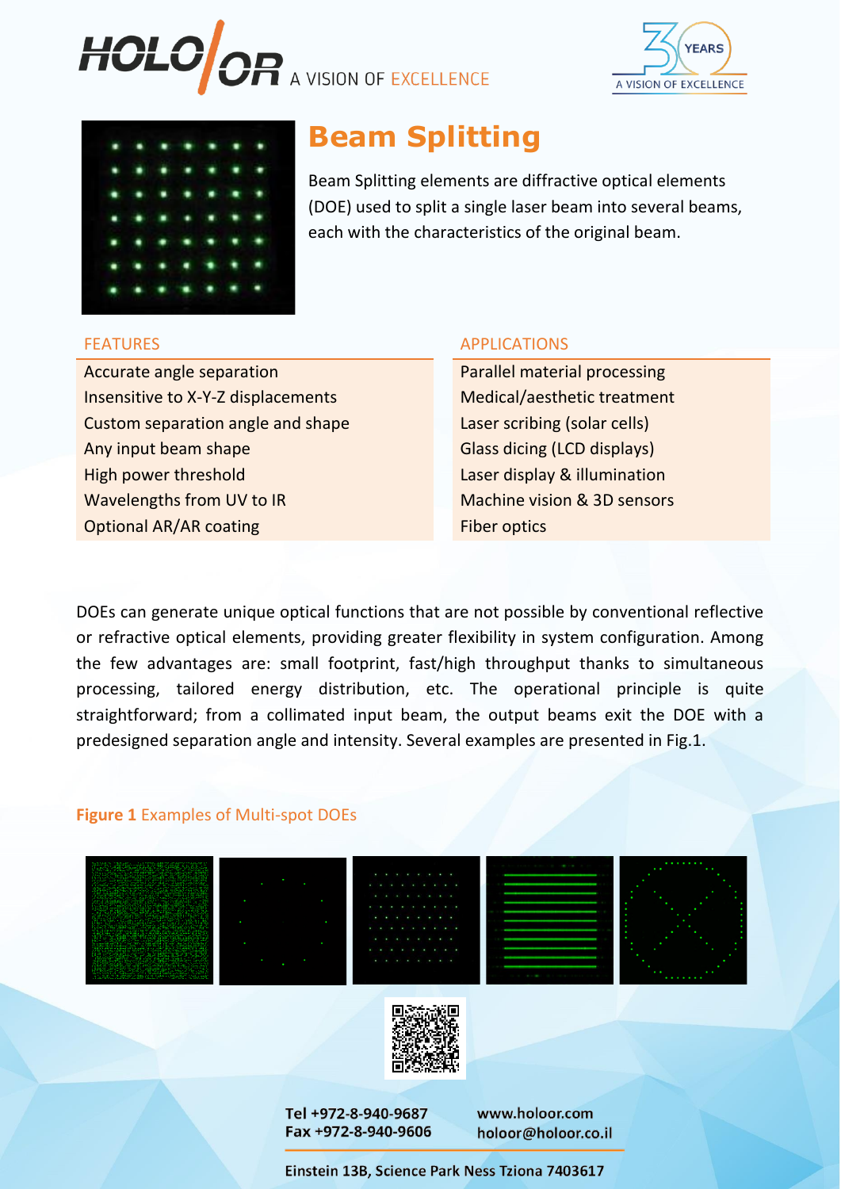HOLO/OR A VISION OF EXCELLENCE

# Beam Splitting

Beam Splitting elements are diffractive optical elements (DOE) used to split a single laser beam into several beams, each with the characteristics of the original beam.

| FEATURES | APPLICATIONS |
| --- | --- |
| Accurate angle separation | Parallel material processing |
| Insensitive to X-Y-Z displacements | Medical/aesthetic treatment |
| Custom separation angle and shape | Laser scribing (solar cells) |
| Any input beam shape | Glass dicing (LCD displays) |
| High power threshold | Laser display & illumination |
| Wavelengths from UV to IR | Machine vision & 3D sensors |
| Optional AR/AR coating | Fiber optics |

DOEs can generate unique optical functions that are not possible by conventional reflective or refractive optical elements, providing greater flexibility in system configuration. Among the few advantages are: small footprint, fast/high throughput thanks to simultaneous processing, tailored energy distribution, etc. The operational principle is quite straightforward; from a collimated input beam, the output beams exit the DOE with a predesigned separation angle and intensity. Several examples are presented in Fig.1.

**Figure 1** Examples of Multi-spot DOEs

Tel +972-8-940-9687
Fax +972-8-940-9606

www.holoor.com
holoor@holoor.co.il

Einstein 13B, Science Park Ness Tziona 7403617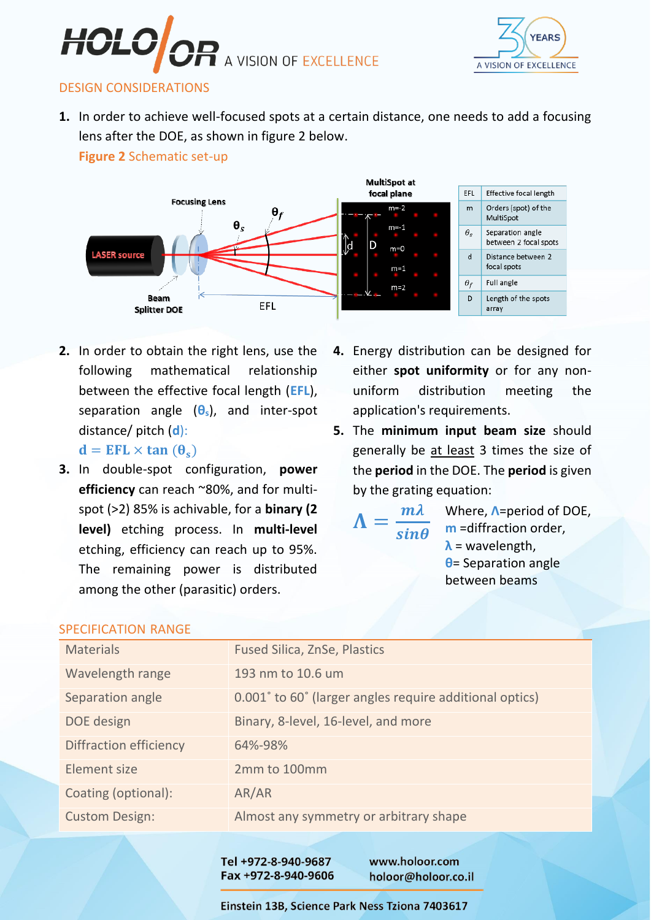## DESIGN CONSIDERATIONS

1. In order to achieve well-focused spots at a certain distance, one needs to add a focusing lens after the DOE, as shown in figure 2 below.

**Figure 2** Schematic set-up

| | |
|---|---|
| EFL | Effective focal length |
| m | Orders (spot) of the MultiSpot |
| $\theta_s$ | Separation angle between 2 focal spots |
| d | Distance between 2 focal spots |
| $\theta_f$ | Full angle |
| D | Length of the spots array |

2. In order to obtain the right lens, use the following mathematical relationship between the effective focal length (**EFL**), separation angle (**$\theta_s$**), and inter-spot distance/ pitch (**d**):

$$\mathbf{d = EFL \times tan\ (\theta_s)}$$

3. In double-spot configuration, **power efficiency** can reach ~80%, and for multi-spot (>2) 85% is achivable, for a **binary (2 level)** etching process. In **multi-level** etching, efficiency can reach up to 95%. The remaining power is distributed among the other (parasitic) orders.

4. Energy distribution can be designed for either **spot uniformity** or for any non-uniform distribution meeting the application's requirements.

5. The **minimum input beam size** should generally be at least 3 times the size of the **period** in the DOE. The **period** is given by the grating equation:

$$\Lambda = \frac{m\lambda}{sin\theta}$$

Where, **$\Lambda$**=period of DOE, **m** =diffraction order, **$\lambda$** = wavelength, **$\theta$**= Separation angle between beams

## SPECIFICATION RANGE

| | |
|---|---|
| Materials | Fused Silica, ZnSe, Plastics |
| Wavelength range | 193 nm to 10.6 um |
| Separation angle | 0.001˚ to 60˚ (larger angles require additional optics) |
| DOE design | Binary, 8-level, 16-level, and more |
| Diffraction efficiency | 64%-98% |
| Element size | 2mm to 100mm |
| Coating (optional): | AR/AR |
| Custom Design: | Almost any symmetry or arbitrary shape |